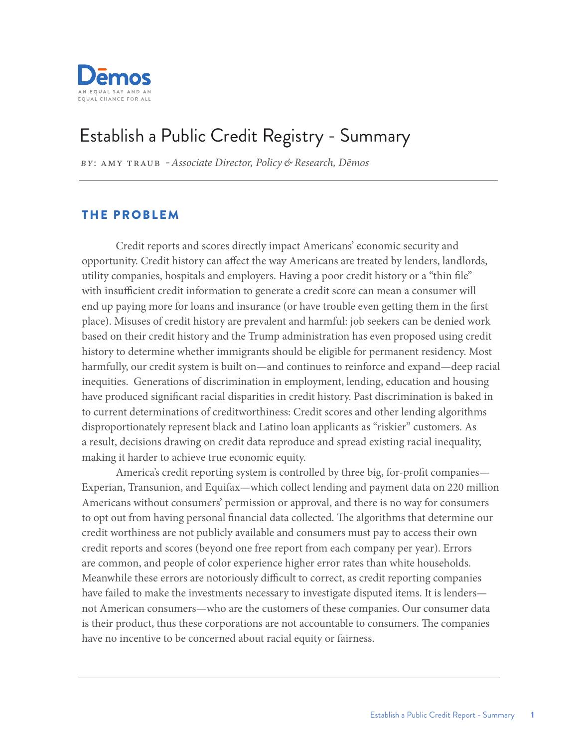Dēmos

AN EQUAL SAY AND AN EQUAL CHANCE FOR ALL

# Establish a Public Credit Registry - Summary

*BY*: AMY TRAUB - *Associate Director, Policy & Research, Dēmos*

## THE PROBLEM

Credit reports and scores directly impact Americans' economic security and opportunity. Credit history can affect the way Americans are treated by lenders, landlords, utility companies, hospitals and employers. Having a poor credit history or a "thin file" with insufficient credit information to generate a credit score can mean a consumer will end up paying more for loans and insurance (or have trouble even getting them in the first place). Misuses of credit history are prevalent and harmful: job seekers can be denied work based on their credit history and the Trump administration has even proposed using credit history to determine whether immigrants should be eligible for permanent residency. Most harmfully, our credit system is built on—and continues to reinforce and expand—deep racial inequities. Generations of discrimination in employment, lending, education and housing have produced significant racial disparities in credit history. Past discrimination is baked in to current determinations of creditworthiness: Credit scores and other lending algorithms disproportionately represent black and Latino loan applicants as "riskier" customers. As a result, decisions drawing on credit data reproduce and spread existing racial inequality, making it harder to achieve true economic equity.

America's credit reporting system is controlled by three big, for-profit companies—Experian, Transunion, and Equifax—which collect lending and payment data on 220 million Americans without consumers' permission or approval, and there is no way for consumers to opt out from having personal financial data collected. The algorithms that determine our credit worthiness are not publicly available and consumers must pay to access their own credit reports and scores (beyond one free report from each company per year). Errors are common, and people of color experience higher error rates than white households. Meanwhile these errors are notoriously difficult to correct, as credit reporting companies have failed to make the investments necessary to investigate disputed items. It is lenders—not American consumers—who are the customers of these companies. Our consumer data is their product, thus these corporations are not accountable to consumers. The companies have no incentive to be concerned about racial equity or fairness.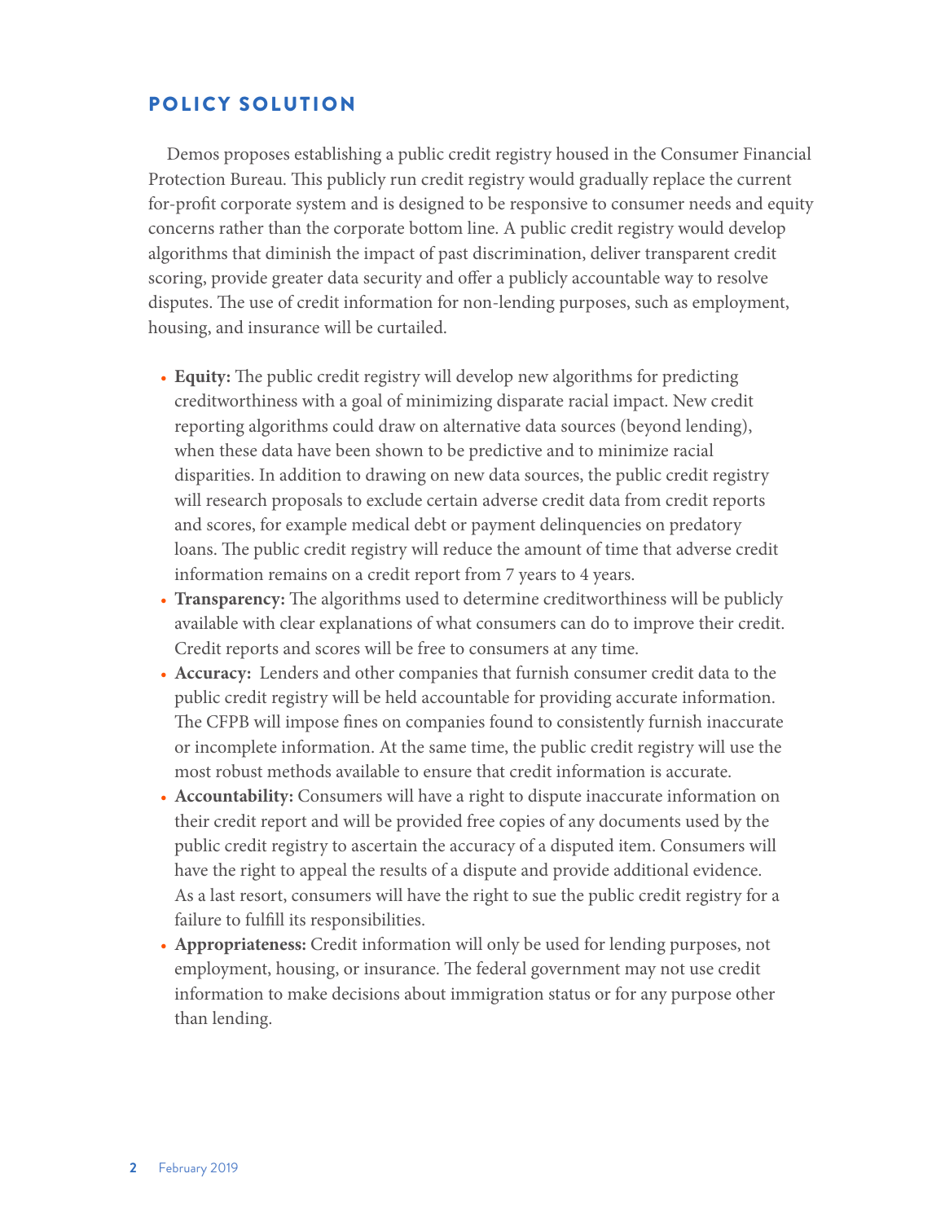## POLICY SOLUTION

Demos proposes establishing a public credit registry housed in the Consumer Financial Protection Bureau. This publicly run credit registry would gradually replace the current for-profit corporate system and is designed to be responsive to consumer needs and equity concerns rather than the corporate bottom line. A public credit registry would develop algorithms that diminish the impact of past discrimination, deliver transparent credit scoring, provide greater data security and offer a publicly accountable way to resolve disputes. The use of credit information for non-lending purposes, such as employment, housing, and insurance will be curtailed.

- **Equity:** The public credit registry will develop new algorithms for predicting creditworthiness with a goal of minimizing disparate racial impact. New credit reporting algorithms could draw on alternative data sources (beyond lending), when these data have been shown to be predictive and to minimize racial disparities. In addition to drawing on new data sources, the public credit registry will research proposals to exclude certain adverse credit data from credit reports and scores, for example medical debt or payment delinquencies on predatory loans. The public credit registry will reduce the amount of time that adverse credit information remains on a credit report from 7 years to 4 years.
- **Transparency:** The algorithms used to determine creditworthiness will be publicly available with clear explanations of what consumers can do to improve their credit. Credit reports and scores will be free to consumers at any time.
- **Accuracy:** Lenders and other companies that furnish consumer credit data to the public credit registry will be held accountable for providing accurate information. The CFPB will impose fines on companies found to consistently furnish inaccurate or incomplete information. At the same time, the public credit registry will use the most robust methods available to ensure that credit information is accurate.
- **Accountability:** Consumers will have a right to dispute inaccurate information on their credit report and will be provided free copies of any documents used by the public credit registry to ascertain the accuracy of a disputed item. Consumers will have the right to appeal the results of a dispute and provide additional evidence. As a last resort, consumers will have the right to sue the public credit registry for a failure to fulfill its responsibilities.
- **Appropriateness:** Credit information will only be used for lending purposes, not employment, housing, or insurance. The federal government may not use credit information to make decisions about immigration status or for any purpose other than lending.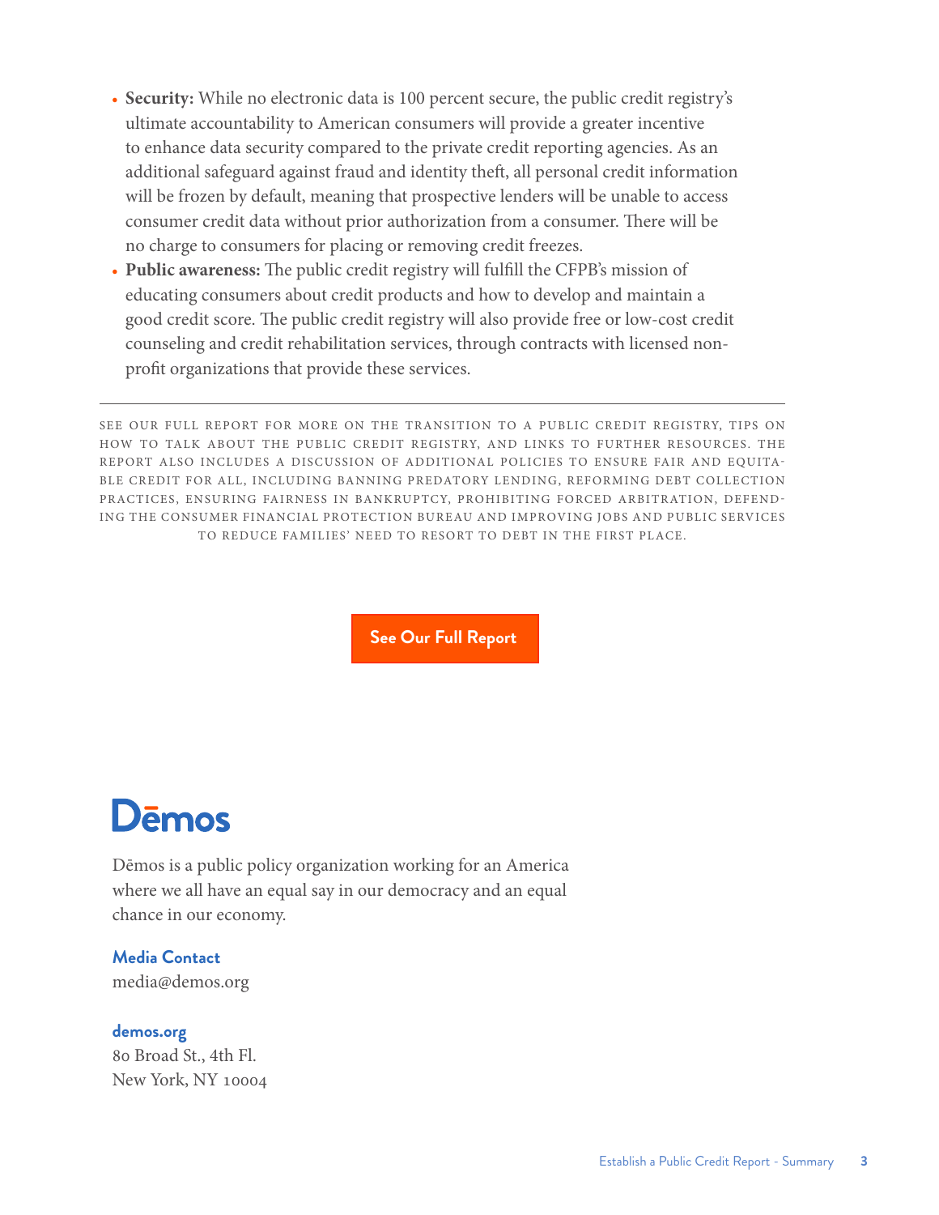- **Security:** While no electronic data is 100 percent secure, the public credit registry's ultimate accountability to American consumers will provide a greater incentive to enhance data security compared to the private credit reporting agencies. As an additional safeguard against fraud and identity theft, all personal credit information will be frozen by default, meaning that prospective lenders will be unable to access consumer credit data without prior authorization from a consumer. There will be no charge to consumers for placing or removing credit freezes.
- **Public awareness:** The public credit registry will fulfill the CFPB's mission of educating consumers about credit products and how to develop and maintain a good credit score. The public credit registry will also provide free or low-cost credit counseling and credit rehabilitation services, through contracts with licensed non-profit organizations that provide these services.

---

SEE OUR FULL REPORT FOR MORE ON THE TRANSITION TO A PUBLIC CREDIT REGISTRY, TIPS ON HOW TO TALK ABOUT THE PUBLIC CREDIT REGISTRY, AND LINKS TO FURTHER RESOURCES. THE REPORT ALSO INCLUDES A DISCUSSION OF ADDITIONAL POLICIES TO ENSURE FAIR AND EQUITABLE CREDIT FOR ALL, INCLUDING BANNING PREDATORY LENDING, REFORMING DEBT COLLECTION PRACTICES, ENSURING FAIRNESS IN BANKRUPTCY, PROHIBITING FORCED ARBITRATION, DEFENDING THE CONSUMER FINANCIAL PROTECTION BUREAU AND IMPROVING JOBS AND PUBLIC SERVICES TO REDUCE FAMILIES' NEED TO RESORT TO DEBT IN THE FIRST PLACE.

**See Our Full Report**

# Dēmos

Dēmos is a public policy organization working for an America where we all have an equal say in our democracy and an equal chance in our economy.

**Media Contact**
media@demos.org

**demos.org**
80 Broad St., 4th Fl.
New York, NY 10004